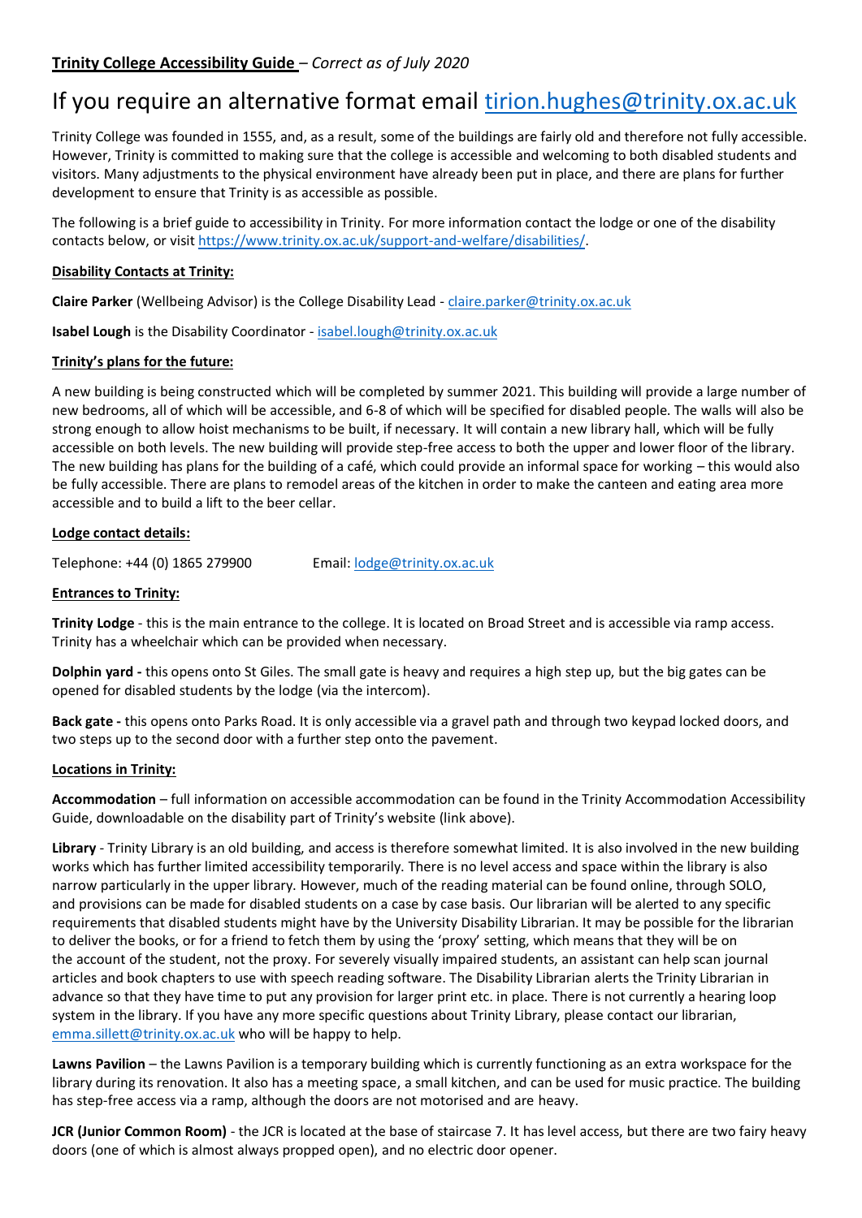**Trinity College Accessibility Guide** – *Correct as of July 2020*

# If you require an alternative format email [tirion.hughes@trinity.ox.ac.uk](mailto:tirion.hughes@trinity.ox.ac.uk)

Trinity College was founded in 1555, and, as a result, some of the buildings are fairly old and therefore not fully accessible. However, Trinity is committed to making sure that the college is accessible and welcoming to both disabled students and visitors. Many adjustments to the physical environment have already been put in place, and there are plans for further development to ensure that Trinity is as accessible as possible.

The following is a brief guide to accessibility in Trinity. For more information contact the lodge or one of the disability contacts below, or visit [https://www.trinity.ox.ac.uk/support-and-welfare/disabilities/](https://www.trinity.ox.ac.uk/support-and-welfare/disabilities/).

**Disability Contacts at Trinity:**

**Claire Parker** (Wellbeing Advisor) is the College Disability Lead - [claire.parker@trinity.ox.ac.uk](mailto:claire.parker@trinity.ox.ac.uk)

**Isabel Lough** is the Disability Coordinator - [isabel.lough@trinity.ox.ac.uk](mailto:isabel.lough@trinity.ox.ac.uk)

**Trinity's plans for the future:**

A new building is being constructed which will be completed by summer 2021. This building will provide a large number of new bedrooms, all of which will be accessible, and 6-8 of which will be specified for disabled people. The walls will also be strong enough to allow hoist mechanisms to be built, if necessary. It will contain a new library hall, which will be fully accessible on both levels. The new building will provide step-free access to both the upper and lower floor of the library. The new building has plans for the building of a café, which could provide an informal space for working – this would also be fully accessible. There are plans to remodel areas of the kitchen in order to make the canteen and eating area more accessible and to build a lift to the beer cellar.

**Lodge contact details:**

Telephone: +44 (0) 1865 279900    Email: [lodge@trinity.ox.ac.uk](mailto:lodge@trinity.ox.ac.uk)

**Entrances to Trinity:**

**Trinity Lodge** - this is the main entrance to the college. It is located on Broad Street and is accessible via ramp access. Trinity has a wheelchair which can be provided when necessary.

**Dolphin yard -** this opens onto St Giles. The small gate is heavy and requires a high step up, but the big gates can be opened for disabled students by the lodge (via the intercom).

**Back gate -** this opens onto Parks Road. It is only accessible via a gravel path and through two keypad locked doors, and two steps up to the second door with a further step onto the pavement.

**Locations in Trinity:**

**Accommodation** – full information on accessible accommodation can be found in the Trinity Accommodation Accessibility Guide, downloadable on the disability part of Trinity's website (link above).

**Library** - Trinity Library is an old building, and access is therefore somewhat limited. It is also involved in the new building works which has further limited accessibility temporarily. There is no level access and space within the library is also narrow particularly in the upper library. However, much of the reading material can be found online, through SOLO, and provisions can be made for disabled students on a case by case basis. Our librarian will be alerted to any specific requirements that disabled students might have by the University Disability Librarian. It may be possible for the librarian to deliver the books, or for a friend to fetch them by using the 'proxy' setting, which means that they will be on the account of the student, not the proxy. For severely visually impaired students, an assistant can help scan journal articles and book chapters to use with speech reading software. The Disability Librarian alerts the Trinity Librarian in advance so that they have time to put any provision for larger print etc. in place. There is not currently a hearing loop system in the library. If you have any more specific questions about Trinity Library, please contact our librarian, [emma.sillett@trinity.ox.ac.uk](mailto:emma.sillett@trinity.ox.ac.uk) who will be happy to help.

**Lawns Pavilion** – the Lawns Pavilion is a temporary building which is currently functioning as an extra workspace for the library during its renovation. It also has a meeting space, a small kitchen, and can be used for music practice. The building has step-free access via a ramp, although the doors are not motorised and are heavy.

**JCR (Junior Common Room)** - the JCR is located at the base of staircase 7. It has level access, but there are two fairy heavy doors (one of which is almost always propped open), and no electric door opener.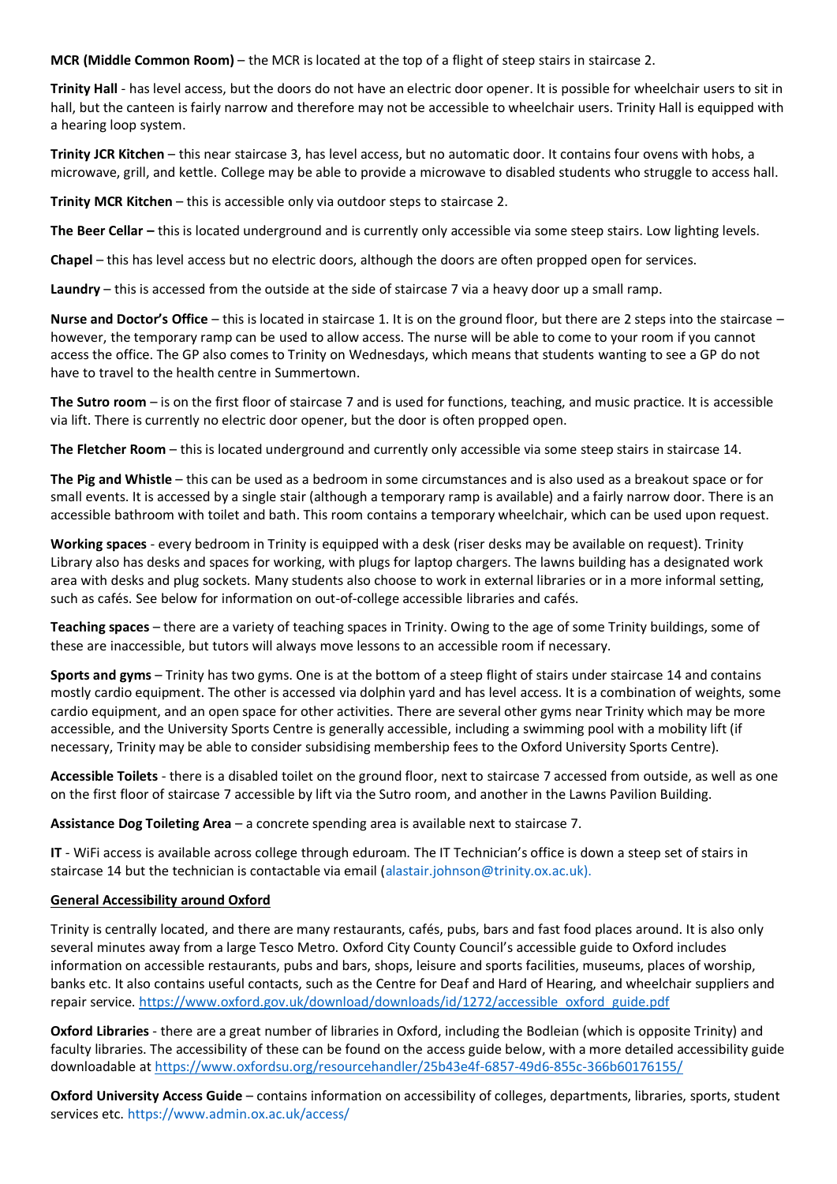**MCR (Middle Common Room)** – the MCR is located at the top of a flight of steep stairs in staircase 2.

**Trinity Hall** - has level access, but the doors do not have an electric door opener. It is possible for wheelchair users to sit in hall, but the canteen is fairly narrow and therefore may not be accessible to wheelchair users. Trinity Hall is equipped with a hearing loop system.

**Trinity JCR Kitchen** – this near staircase 3, has level access, but no automatic door. It contains four ovens with hobs, a microwave, grill, and kettle. College may be able to provide a microwave to disabled students who struggle to access hall.

**Trinity MCR Kitchen** – this is accessible only via outdoor steps to staircase 2.

**The Beer Cellar –** this is located underground and is currently only accessible via some steep stairs. Low lighting levels.

**Chapel** – this has level access but no electric doors, although the doors are often propped open for services.

**Laundry** – this is accessed from the outside at the side of staircase 7 via a heavy door up a small ramp.

**Nurse and Doctor's Office** – this is located in staircase 1. It is on the ground floor, but there are 2 steps into the staircase – however, the temporary ramp can be used to allow access. The nurse will be able to come to your room if you cannot access the office. The GP also comes to Trinity on Wednesdays, which means that students wanting to see a GP do not have to travel to the health centre in Summertown.

**The Sutro room** – is on the first floor of staircase 7 and is used for functions, teaching, and music practice. It is accessible via lift. There is currently no electric door opener, but the door is often propped open.

**The Fletcher Room** – this is located underground and currently only accessible via some steep stairs in staircase 14.

**The Pig and Whistle** – this can be used as a bedroom in some circumstances and is also used as a breakout space or for small events. It is accessed by a single stair (although a temporary ramp is available) and a fairly narrow door. There is an accessible bathroom with toilet and bath. This room contains a temporary wheelchair, which can be used upon request.

**Working spaces** - every bedroom in Trinity is equipped with a desk (riser desks may be available on request). Trinity Library also has desks and spaces for working, with plugs for laptop chargers. The lawns building has a designated work area with desks and plug sockets. Many students also choose to work in external libraries or in a more informal setting, such as cafés. See below for information on out-of-college accessible libraries and cafés.

**Teaching spaces** – there are a variety of teaching spaces in Trinity. Owing to the age of some Trinity buildings, some of these are inaccessible, but tutors will always move lessons to an accessible room if necessary.

**Sports and gyms** – Trinity has two gyms. One is at the bottom of a steep flight of stairs under staircase 14 and contains mostly cardio equipment. The other is accessed via dolphin yard and has level access. It is a combination of weights, some cardio equipment, and an open space for other activities. There are several other gyms near Trinity which may be more accessible, and the University Sports Centre is generally accessible, including a swimming pool with a mobility lift (if necessary, Trinity may be able to consider subsidising membership fees to the Oxford University Sports Centre).

**Accessible Toilets** - there is a disabled toilet on the ground floor, next to staircase 7 accessed from outside, as well as one on the first floor of staircase 7 accessible by lift via the Sutro room, and another in the Lawns Pavilion Building.

**Assistance Dog Toileting Area** – a concrete spending area is available next to staircase 7.

**IT** - WiFi access is available across college through eduroam. The IT Technician's office is down a steep set of stairs in staircase 14 but the technician is contactable via email (alastair.johnson@trinity.ox.ac.uk).

## General Accessibility around Oxford

Trinity is centrally located, and there are many restaurants, cafés, pubs, bars and fast food places around. It is also only several minutes away from a large Tesco Metro. Oxford City County Council's accessible guide to Oxford includes information on accessible restaurants, pubs and bars, shops, leisure and sports facilities, museums, places of worship, banks etc. It also contains useful contacts, such as the Centre for Deaf and Hard of Hearing, and wheelchair suppliers and repair service. https://www.oxford.gov.uk/download/downloads/id/1272/accessible_oxford_guide.pdf

**Oxford Libraries** - there are a great number of libraries in Oxford, including the Bodleian (which is opposite Trinity) and faculty libraries. The accessibility of these can be found on the access guide below, with a more detailed accessibility guide downloadable at https://www.oxfordsu.org/resourcehandler/25b43e4f-6857-49d6-855c-366b60176155/

**Oxford University Access Guide** – contains information on accessibility of colleges, departments, libraries, sports, student services etc. https://www.admin.ox.ac.uk/access/